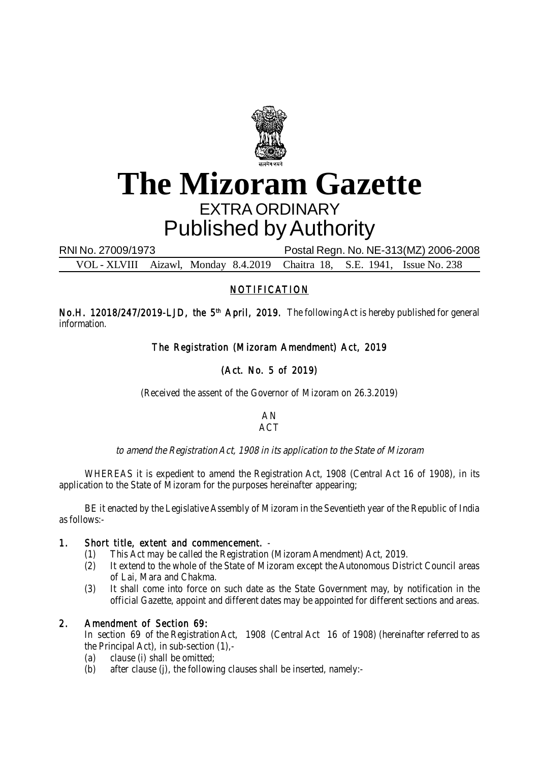# The Mizoram Gazette

EXTRA ORDINARY

Published by Authority

RNI No. 27009/1973 Postal Regn. No. NE-313(MZ) 2006-2008

VOL - XLVIII Aizawl, Monday 8.4.2019 Chaitra 18, S.E. 1941, Issue No. 238

## NOTIFICATION

**No.H. 12018/247/2019-LJD, the 5th April, 2019.** The following Act is hereby published for general information.

### The Registration (Mizoram Amendment) Act, 2019

### (Act. No. 5 of 2019)

(Received the assent of the Governor of Mizoram on 26.3.2019)

AN

ACT

*to amend the Registration Act, 1908 in its application to the State of Mizoram*

WHEREAS it is expedient to amend the Registration Act, 1908 (Central Act 16 of 1908), in its application to the State of Mizoram for the purposes hereinafter appearing;

BE it enacted by the Legislative Assembly of Mizoram in the Seventieth year of the Republic of India as follows:-

**1. Short title, extent and commencement.** -

(1) This Act may be called the Registration (Mizoram Amendment) Act, 2019.

(2) It extend to the whole of the State of Mizoram except the Autonomous District Council areas of Lai, Mara and Chakma.

(3) It shall come into force on such date as the State Government may, by notification in the official Gazette, appoint and different dates may be appointed for different sections and areas.

**2. Amendment of Section 69:**

In section 69 of the Registration Act, 1908 (Central Act 16 of 1908) (hereinafter referred to as the Principal Act), in sub-section (1),-

(a) clause (i) shall be omitted;

(b) after clause (j), the following clauses shall be inserted, namely:-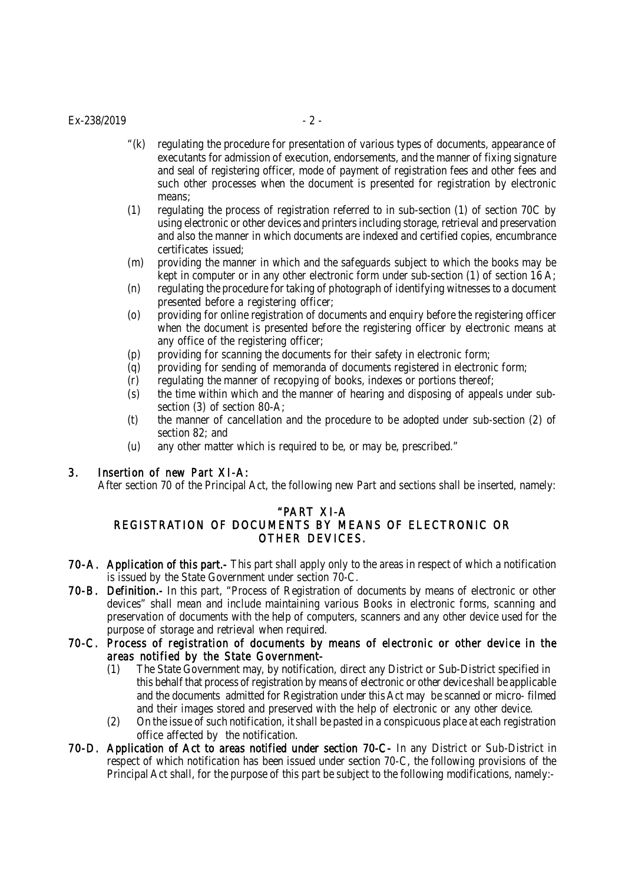"(k) regulating the procedure for presentation of various types of documents, appearance of executants for admission of execution, endorsements, and the manner of fixing signature and seal of registering officer, mode of payment of registration fees and other fees and such other processes when the document is presented for registration by electronic means;

(1) regulating the process of registration referred to in sub-section (1) of section 70C by using electronic or other devices and printers including storage, retrieval and preservation and also the manner in which documents are indexed and certified copies, encumbrance certificates issued;

(m) providing the manner in which and the safeguards subject to which the books may be kept in computer or in any other electronic form under sub-section (1) of section 16 A;

(n) regulating the procedure for taking of photograph of identifying witnesses to a document presented before a registering officer;

(o) providing for online registration of documents and enquiry before the registering officer when the document is presented before the registering officer by electronic means at any office of the registering officer;

(p) providing for scanning the documents for their safety in electronic form;

(q) providing for sending of memoranda of documents registered in electronic form;

(r) regulating the manner of recopying of books, indexes or portions thereof;

(s) the time within which and the manner of hearing and disposing of appeals under sub-section (3) of section 80-A;

(t) the manner of cancellation and the procedure to be adopted under sub-section (2) of section 82; and

(u) any other matter which is required to be, or may be, prescribed."

**3. Insertion of new Part XI-A:**

After section 70 of the Principal Act, the following new Part and sections shall be inserted, namely:

**"PART XI-A**
**REGISTRATION OF DOCUMENTS BY MEANS OF ELECTRONIC OR OTHER DEVICES.**

**70-A. Application of this part.-** This part shall apply only to the areas in respect of which a notification is issued by the State Government under section 70-C.

**70-B. Definition.-** In this part, "Process of Registration of documents by means of electronic or other devices" shall mean and include maintaining various Books in electronic forms, scanning and preservation of documents with the help of computers, scanners and any other device used for the purpose of storage and retrieval when required.

**70-C. Process of registration of documents by means of electronic or other device in the areas notified by the State Government-**

(1) The State Government may, by notification, direct any District or Sub-District specified in this behalf that process of registration by means of electronic or other device shall be applicable and the documents admitted for Registration under this Act may be scanned or micro- filmed and their images stored and preserved with the help of electronic or any other device.

(2) On the issue of such notification, it shall be pasted in a conspicuous place at each registration office affected by the notification.

**70-D. Application of Act to areas notified under section 70-C-** In any District or Sub-District in respect of which notification has been issued under section 70-C, the following provisions of the Principal Act shall, for the purpose of this part be subject to the following modifications, namely:-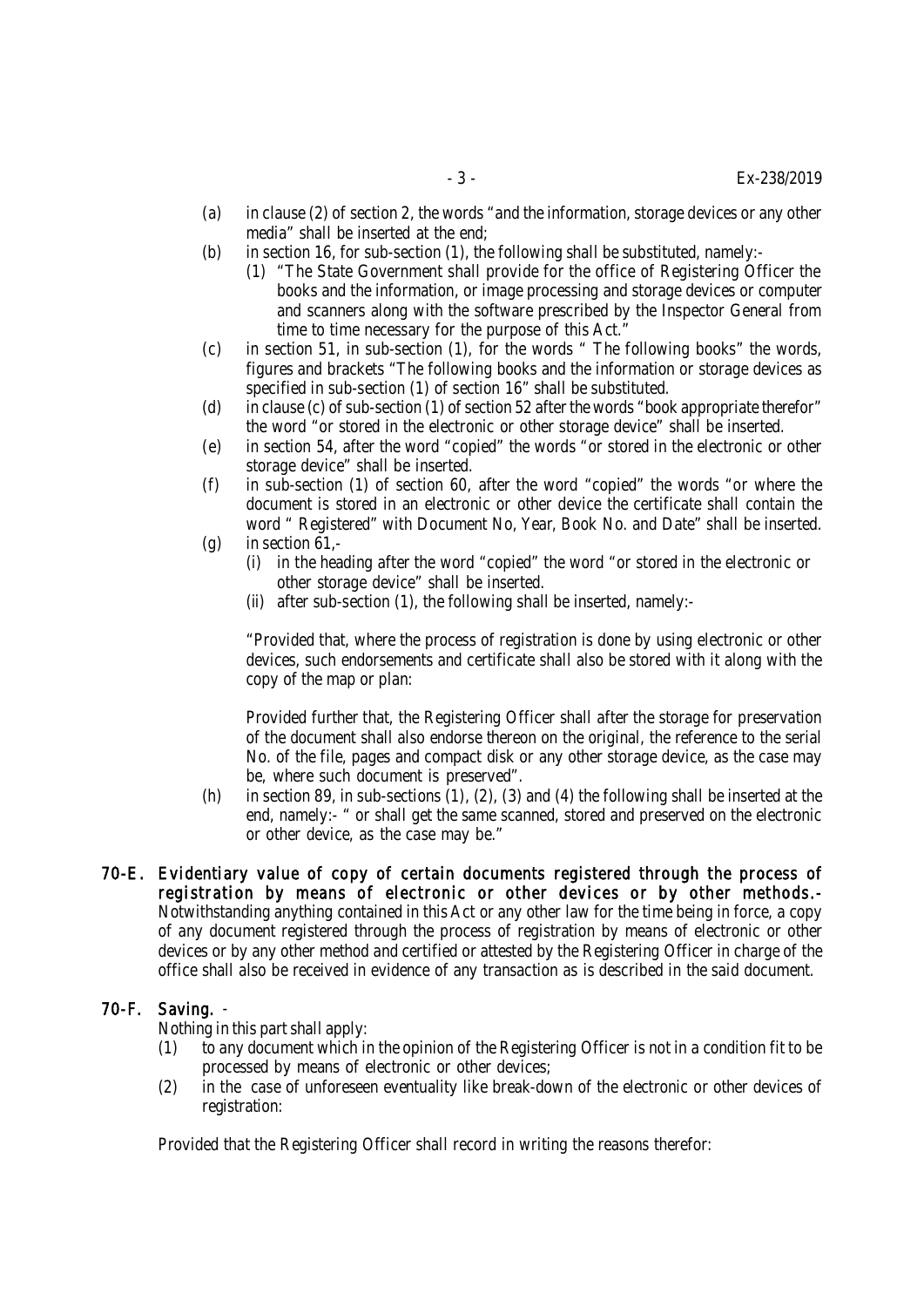(a) in clause (2) of section 2, the words "and the information, storage devices or any other media" shall be inserted at the end;

(b) in section 16, for sub-section (1), the following shall be substituted, namely:-

  (1) "The State Government shall provide for the office of Registering Officer the books and the information, or image processing and storage devices or computer and scanners along with the software prescribed by the Inspector General from time to time necessary for the purpose of this Act."

(c) in section 51, in sub-section (1), for the words " The following books" the words, figures and brackets "The following books and the information or storage devices as specified in sub-section (1) of section 16" shall be substituted.

(d) in clause (c) of sub-section (1) of section 52 after the words "book appropriate therefor" the word "or stored in the electronic or other storage device" shall be inserted.

(e) in section 54, after the word "copied" the words "or stored in the electronic or other storage device" shall be inserted.

(f) in sub-section (1) of section 60, after the word "copied" the words "or where the document is stored in an electronic or other device the certificate shall contain the word " Registered" with Document No, Year, Book No. and Date" shall be inserted.

(g) in section 61,-

  (i) in the heading after the word "copied" the word "or stored in the electronic or other storage device" shall be inserted.

  (ii) after sub-section (1), the following shall be inserted, namely:-

  "Provided that, where the process of registration is done by using electronic or other devices, such endorsements and certificate shall also be stored with it along with the copy of the map or plan:

  Provided further that, the Registering Officer shall after the storage for preservation of the document shall also endorse thereon on the original, the reference to the serial No. of the file, pages and compact disk or any other storage device, as the case may be, where such document is preserved".

(h) in section 89, in sub-sections (1), (2), (3) and (4) the following shall be inserted at the end, namely:- " or shall get the same scanned, stored and preserved on the electronic or other device, as the case may be."

**70-E. Evidentiary value of copy of certain documents registered through the process of registration by means of electronic or other devices or by other methods.-** Notwithstanding anything contained in this Act or any other law for the time being in force, a copy of any document registered through the process of registration by means of electronic or other devices or by any other method and certified or attested by the Registering Officer in charge of the office shall also be received in evidence of any transaction as is described in the said document.

**70-F. Saving.** -

Nothing in this part shall apply:

(1) to any document which in the opinion of the Registering Officer is not in a condition fit to be processed by means of electronic or other devices;

(2) in the case of unforeseen eventuality like break-down of the electronic or other devices of registration:

Provided that the Registering Officer shall record in writing the reasons therefor: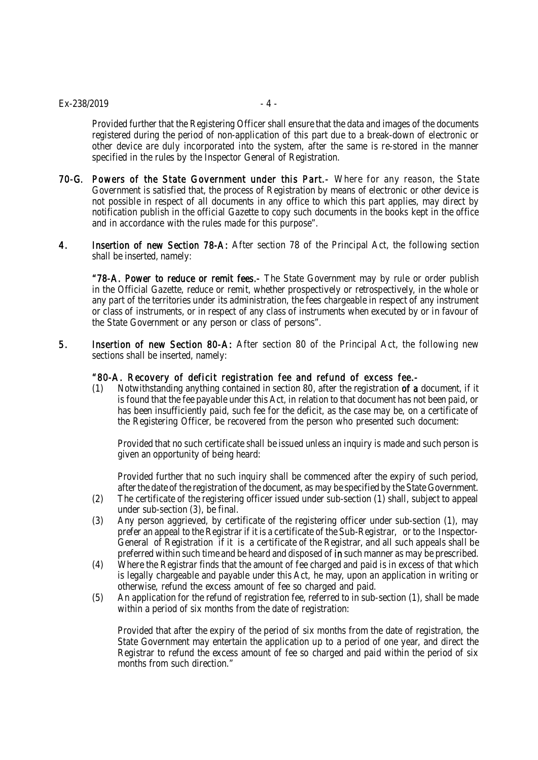Provided further that the Registering Officer shall ensure that the data and images of the documents registered during the period of non-application of this part due to a break-down of electronic or other device are duly incorporated into the system, after the same is re-stored in the manner specified in the rules by the Inspector General of Registration.

**70-G. Powers of the State Government under this Part.-** Where for any reason, the State Government is satisfied that, the process of Registration by means of electronic or other device is not possible in respect of all documents in any office to which this part applies, may direct by notification publish in the official Gazette to copy such documents in the books kept in the office and in accordance with the rules made for this purpose".

**4. Insertion of new Section 78-A:** After section 78 of the Principal Act, the following section shall be inserted, namely:

**"78-A. Power to reduce or remit fees.-** The State Government may by rule or order publish in the Official Gazette, reduce or remit, whether prospectively or retrospectively, in the whole or any part of the territories under its administration, the fees chargeable in respect of any instrument or class of instruments, or in respect of any class of instruments when executed by or in favour of the State Government or any person or class of persons".

**5. Insertion of new Section 80-A:** After section 80 of the Principal Act, the following new sections shall be inserted, namely:

**"80-A. Recovery of deficit registration fee and refund of excess fee.-**

(1) Notwithstanding anything contained in section 80, after the registration **of a** document, if it is found that the fee payable under this Act, in relation to that document has not been paid, or has been insufficiently paid, such fee for the deficit, as the case may be, on a certificate of the Registering Officer, be recovered from the person who presented such document:

Provided that no such certificate shall be issued unless an inquiry is made and such person is given an opportunity of being heard:

Provided further that no such inquiry shall be commenced after the expiry of such period, after the date of the registration of the document, as may be specified by the State Government.

(2) The certificate of the registering officer issued under sub-section (1) shall, subject to appeal under sub-section (3), be final.

(3) Any person aggrieved, by certificate of the registering officer under sub-section (1), may prefer an appeal to the Registrar if it is a certificate of the Sub-Registrar, or to the Inspector-General of Registration if it is a certificate of the Registrar, and all such appeals shall be preferred within such time and be heard and disposed of **in** such manner as may be prescribed.

(4) Where the Registrar finds that the amount of fee charged and paid is in excess of that which is legally chargeable and payable under this Act, he may, upon an application in writing or otherwise, refund the excess amount of fee so charged and paid.

(5) An application for the refund of registration fee, referred to in sub-section (1), shall be made within a period of six months from the date of registration:

Provided that after the expiry of the period of six months from the date of registration, the State Government may entertain the application up to a period of one year, and direct the Registrar to refund the excess amount of fee so charged and paid within the period of six months from such direction."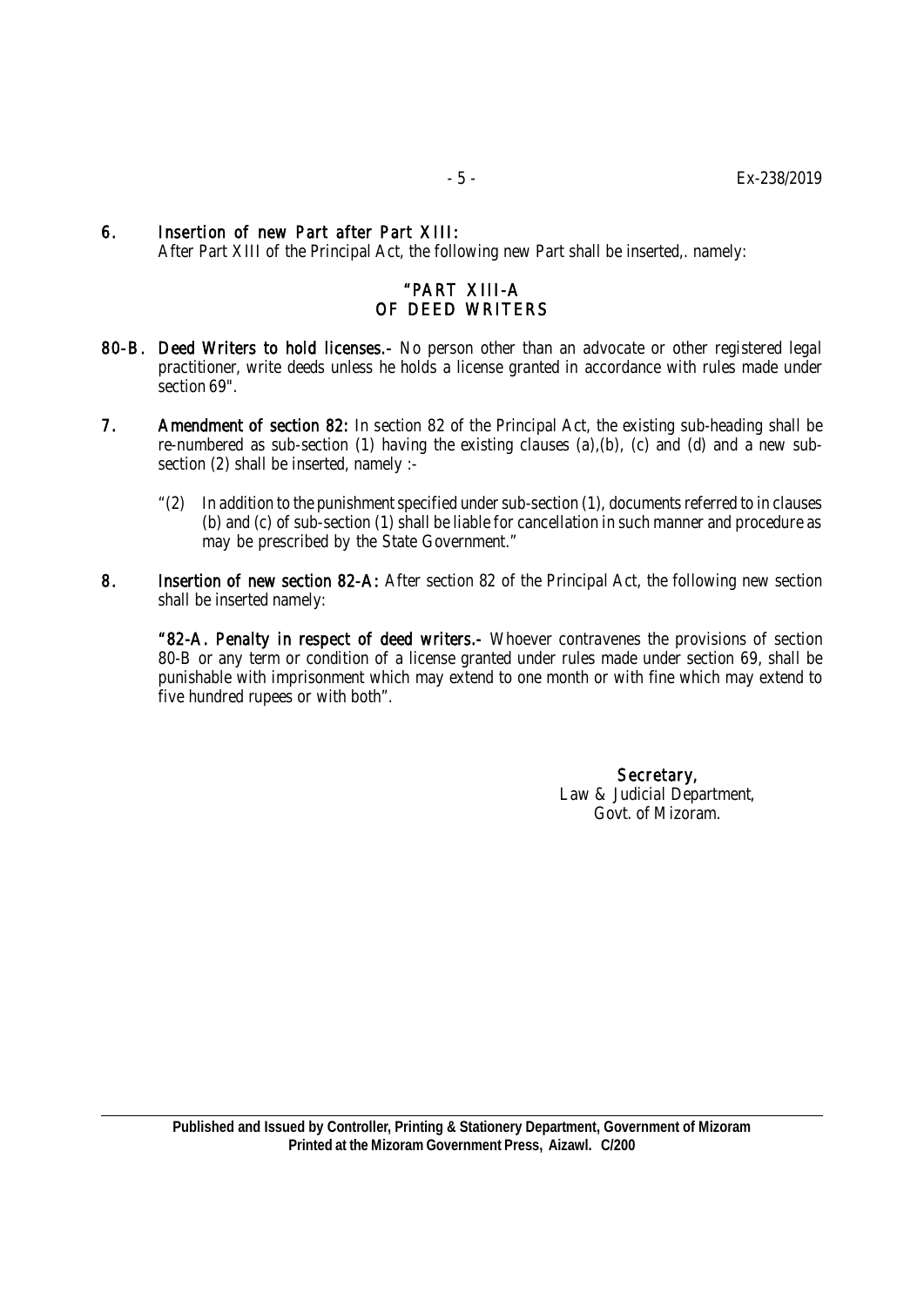**6. Insertion of new Part after Part XIII:**
After Part XIII of the Principal Act, the following new Part shall be inserted,. namely:

**"PART XIII-A
OF DEED WRITERS**

**80-B. Deed Writers to hold licenses.-** No person other than an advocate or other registered legal practitioner, write deeds unless he holds a license granted in accordance with rules made under section 69".

**7. Amendment of section 82:** In section 82 of the Principal Act, the existing sub-heading shall be re-numbered as sub-section (1) having the existing clauses (a),(b), (c) and (d) and a new sub-section (2) shall be inserted, namely :-

"(2) In addition to the punishment specified under sub-section (1), documents referred to in clauses (b) and (c) of sub-section (1) shall be liable for cancellation in such manner and procedure as may be prescribed by the State Government."

**8. Insertion of new section 82-A:** After section 82 of the Principal Act, the following new section shall be inserted namely:

**"82-A. Penalty in respect of deed writers.-** Whoever contravenes the provisions of section 80-B or any term or condition of a license granted under rules made under section 69, shall be punishable with imprisonment which may extend to one month or with fine which may extend to five hundred rupees or with both".

**Secretary,**
Law & Judicial Department,
Govt. of Mizoram.

**Published and Issued by Controller, Printing & Stationery Department, Government of Mizoram**
**Printed at the Mizoram Government Press, Aizawl. C/200**